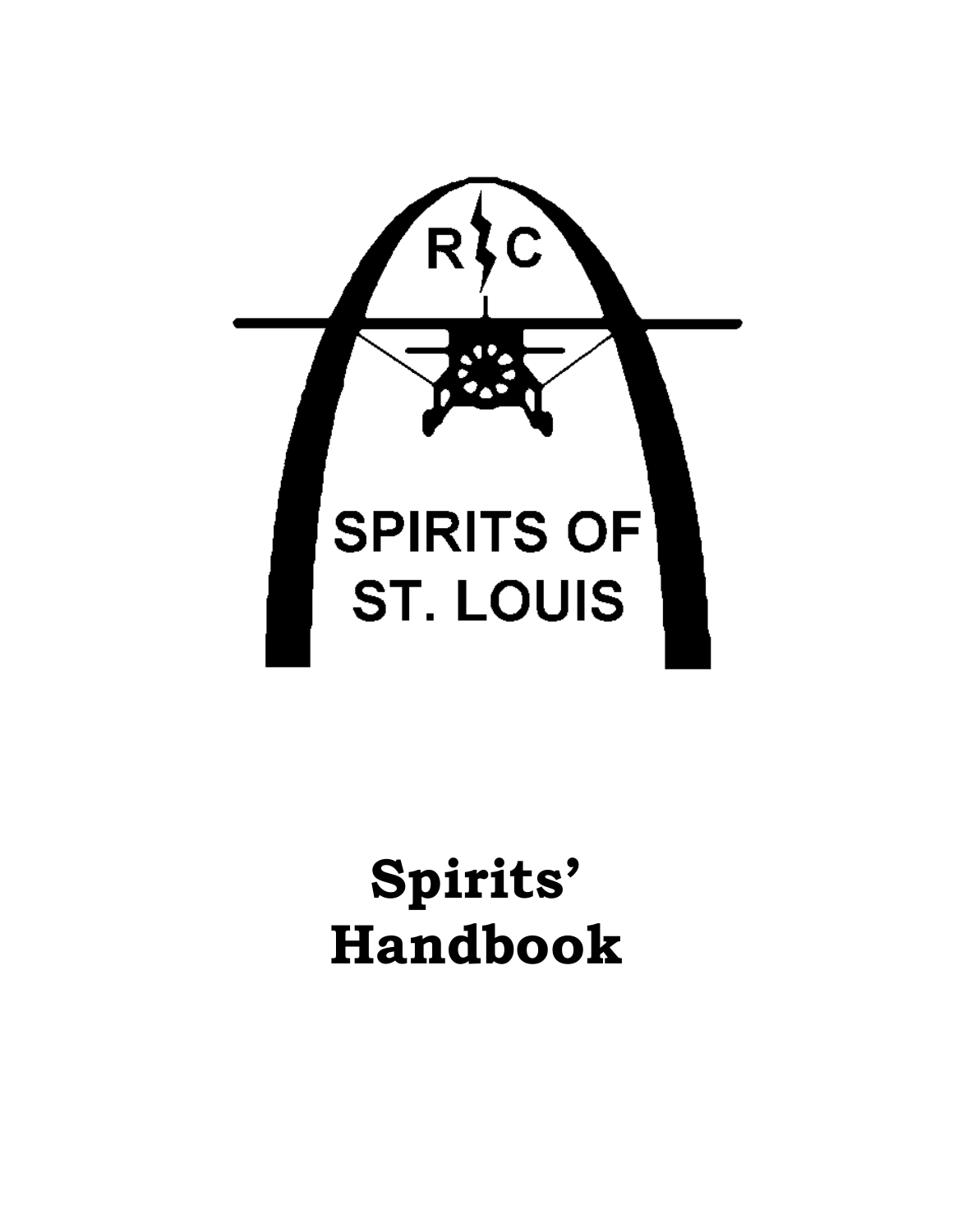R C

SPIRITS OF
ST. LOUIS

# Spirits' Handbook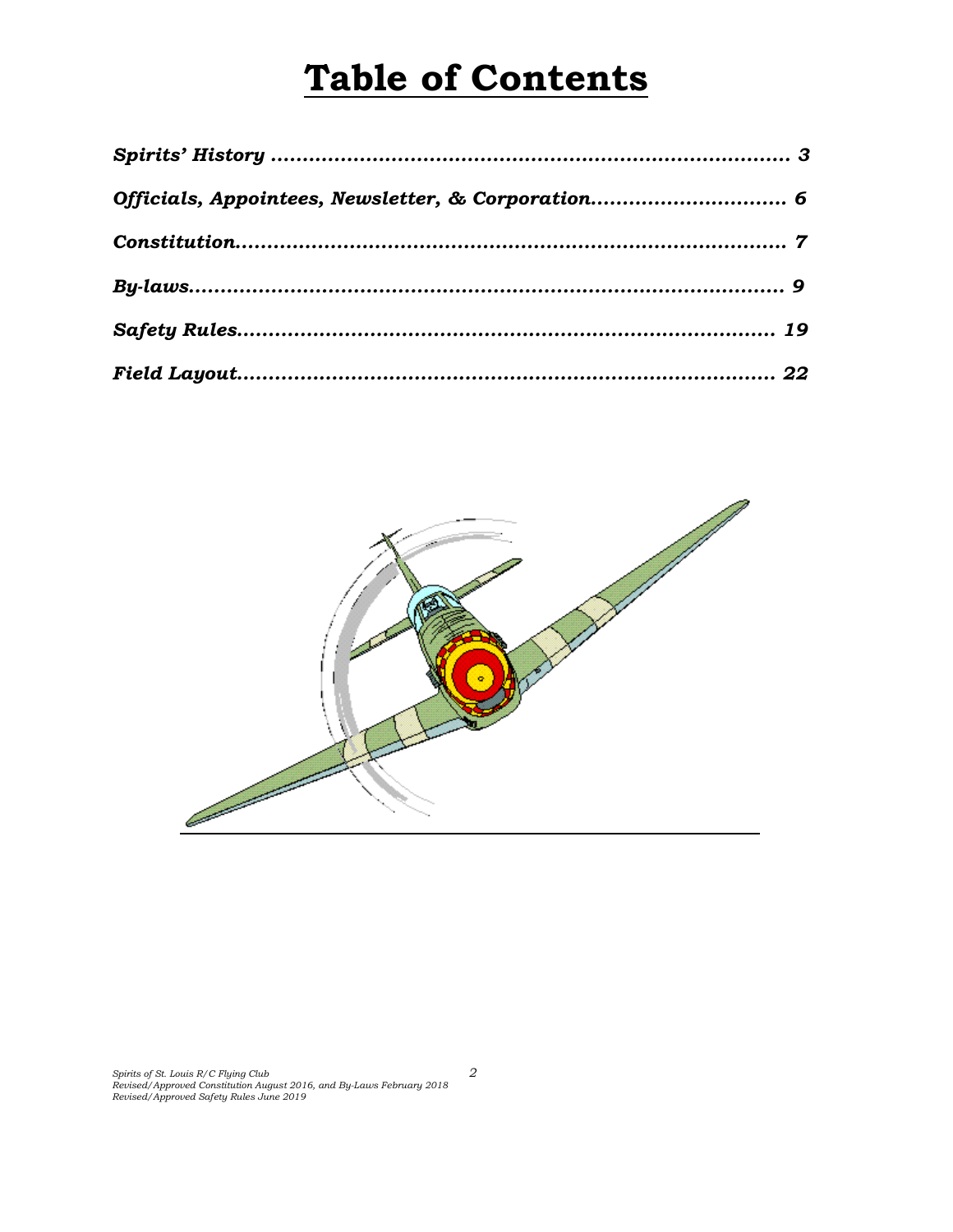# Table of Contents

*Spirits' History* ........................................................................... *3*

*Officials, Appointees, Newsletter, & Corporation*............................ *6*

*Constitution*.................................................................................. *7*

*By-laws*......................................................................................... *9*

*Safety Rules*.................................................................................. *19*

*Field Layout*.................................................................................. *22*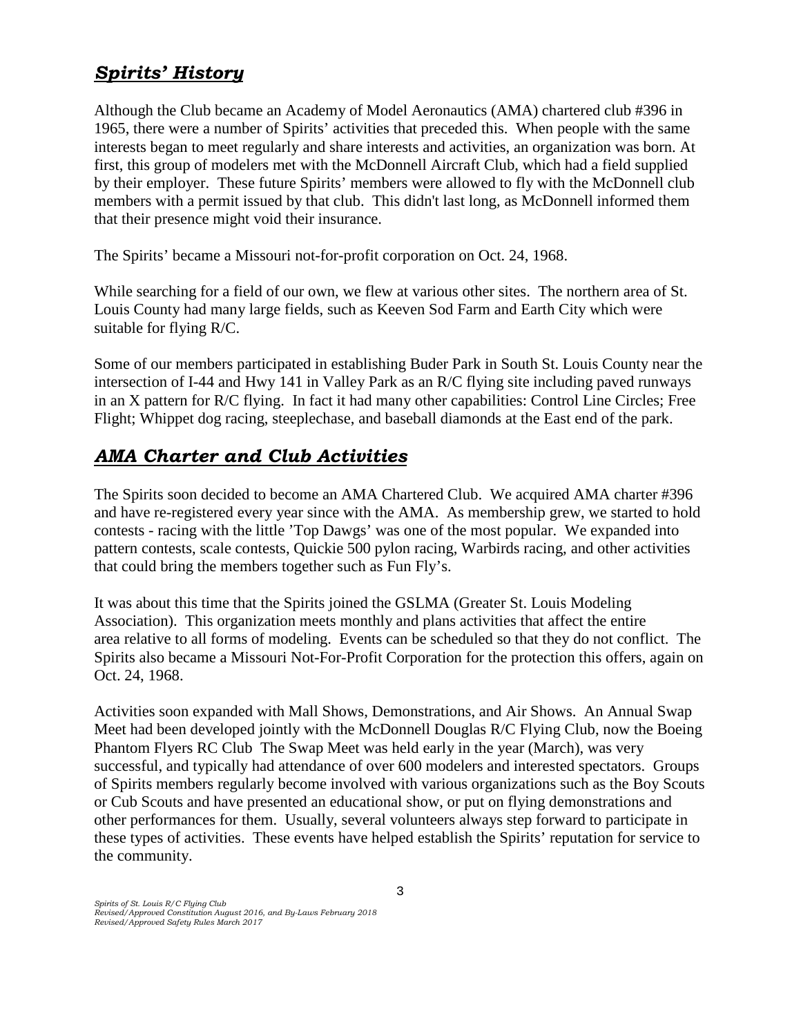## ***Spirits' History***

Although the Club became an Academy of Model Aeronautics (AMA) chartered club #396 in 1965, there were a number of Spirits' activities that preceded this. When people with the same interests began to meet regularly and share interests and activities, an organization was born. At first, this group of modelers met with the McDonnell Aircraft Club, which had a field supplied by their employer. These future Spirits' members were allowed to fly with the McDonnell club members with a permit issued by that club. This didn't last long, as McDonnell informed them that their presence might void their insurance.

The Spirits' became a Missouri not-for-profit corporation on Oct. 24, 1968.

While searching for a field of our own, we flew at various other sites. The northern area of St. Louis County had many large fields, such as Keeven Sod Farm and Earth City which were suitable for flying R/C.

Some of our members participated in establishing Buder Park in South St. Louis County near the intersection of I-44 and Hwy 141 in Valley Park as an R/C flying site including paved runways in an X pattern for R/C flying. In fact it had many other capabilities: Control Line Circles; Free Flight; Whippet dog racing, steeplechase, and baseball diamonds at the East end of the park.

## ***AMA Charter and Club Activities***

The Spirits soon decided to become an AMA Chartered Club. We acquired AMA charter #396 and have re-registered every year since with the AMA. As membership grew, we started to hold contests - racing with the little 'Top Dawgs' was one of the most popular. We expanded into pattern contests, scale contests, Quickie 500 pylon racing, Warbirds racing, and other activities that could bring the members together such as Fun Fly's.

It was about this time that the Spirits joined the GSLMA (Greater St. Louis Modeling Association). This organization meets monthly and plans activities that affect the entire area relative to all forms of modeling. Events can be scheduled so that they do not conflict. The Spirits also became a Missouri Not-For-Profit Corporation for the protection this offers, again on Oct. 24, 1968.

Activities soon expanded with Mall Shows, Demonstrations, and Air Shows. An Annual Swap Meet had been developed jointly with the McDonnell Douglas R/C Flying Club, now the Boeing Phantom Flyers RC Club The Swap Meet was held early in the year (March), was very successful, and typically had attendance of over 600 modelers and interested spectators. Groups of Spirits members regularly become involved with various organizations such as the Boy Scouts or Cub Scouts and have presented an educational show, or put on flying demonstrations and other performances for them. Usually, several volunteers always step forward to participate in these types of activities. These events have helped establish the Spirits' reputation for service to the community.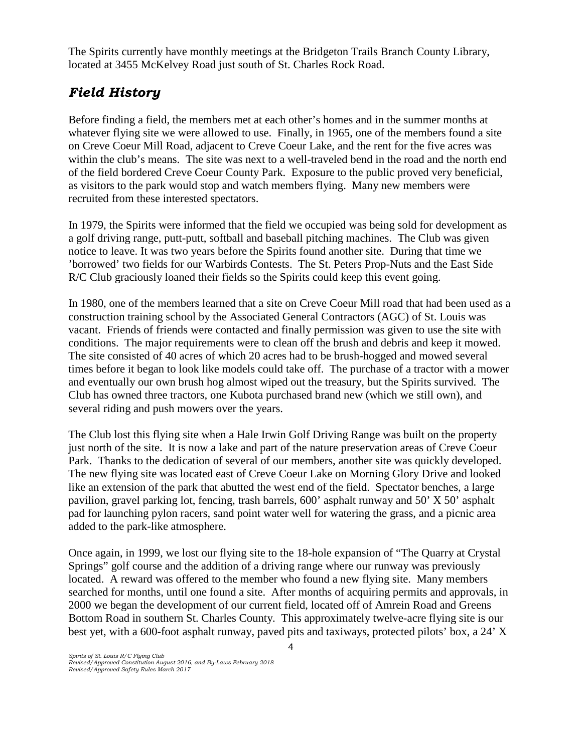The Spirits currently have monthly meetings at the Bridgeton Trails Branch County Library, located at 3455 McKelvey Road just south of St. Charles Rock Road.

## ***Field History***

Before finding a field, the members met at each other's homes and in the summer months at whatever flying site we were allowed to use. Finally, in 1965, one of the members found a site on Creve Coeur Mill Road, adjacent to Creve Coeur Lake, and the rent for the five acres was within the club's means. The site was next to a well-traveled bend in the road and the north end of the field bordered Creve Coeur County Park. Exposure to the public proved very beneficial, as visitors to the park would stop and watch members flying. Many new members were recruited from these interested spectators.

In 1979, the Spirits were informed that the field we occupied was being sold for development as a golf driving range, putt-putt, softball and baseball pitching machines. The Club was given notice to leave. It was two years before the Spirits found another site. During that time we 'borrowed' two fields for our Warbirds Contests. The St. Peters Prop-Nuts and the East Side R/C Club graciously loaned their fields so the Spirits could keep this event going.

In 1980, one of the members learned that a site on Creve Coeur Mill road that had been used as a construction training school by the Associated General Contractors (AGC) of St. Louis was vacant. Friends of friends were contacted and finally permission was given to use the site with conditions. The major requirements were to clean off the brush and debris and keep it mowed. The site consisted of 40 acres of which 20 acres had to be brush-hogged and mowed several times before it began to look like models could take off. The purchase of a tractor with a mower and eventually our own brush hog almost wiped out the treasury, but the Spirits survived. The Club has owned three tractors, one Kubota purchased brand new (which we still own), and several riding and push mowers over the years.

The Club lost this flying site when a Hale Irwin Golf Driving Range was built on the property just north of the site. It is now a lake and part of the nature preservation areas of Creve Coeur Park. Thanks to the dedication of several of our members, another site was quickly developed. The new flying site was located east of Creve Coeur Lake on Morning Glory Drive and looked like an extension of the park that abutted the west end of the field. Spectator benches, a large pavilion, gravel parking lot, fencing, trash barrels, 600' asphalt runway and 50' X 50' asphalt pad for launching pylon racers, sand point water well for watering the grass, and a picnic area added to the park-like atmosphere.

Once again, in 1999, we lost our flying site to the 18-hole expansion of "The Quarry at Crystal Springs" golf course and the addition of a driving range where our runway was previously located. A reward was offered to the member who found a new flying site. Many members searched for months, until one found a site. After months of acquiring permits and approvals, in 2000 we began the development of our current field, located off of Amrein Road and Greens Bottom Road in southern St. Charles County. This approximately twelve-acre flying site is our best yet, with a 600-foot asphalt runway, paved pits and taxiways, protected pilots' box, a 24' X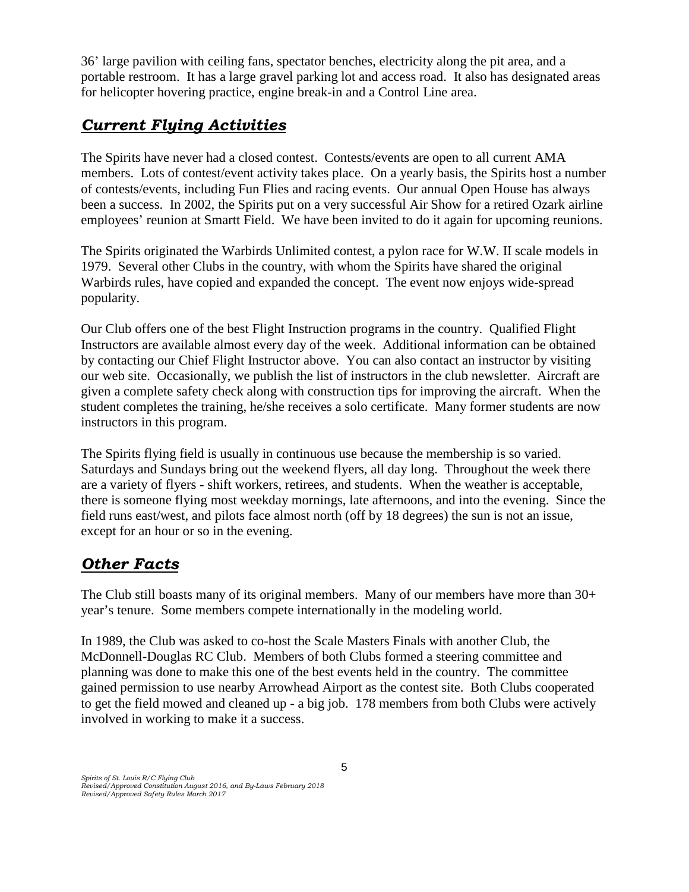36' large pavilion with ceiling fans, spectator benches, electricity along the pit area, and a portable restroom. It has a large gravel parking lot and access road. It also has designated areas for helicopter hovering practice, engine break-in and a Control Line area.

## ***Current Flying Activities***

The Spirits have never had a closed contest. Contests/events are open to all current AMA members. Lots of contest/event activity takes place. On a yearly basis, the Spirits host a number of contests/events, including Fun Flies and racing events. Our annual Open House has always been a success. In 2002, the Spirits put on a very successful Air Show for a retired Ozark airline employees' reunion at Smartt Field. We have been invited to do it again for upcoming reunions.

The Spirits originated the Warbirds Unlimited contest, a pylon race for W.W. II scale models in 1979. Several other Clubs in the country, with whom the Spirits have shared the original Warbirds rules, have copied and expanded the concept. The event now enjoys wide-spread popularity.

Our Club offers one of the best Flight Instruction programs in the country. Qualified Flight Instructors are available almost every day of the week. Additional information can be obtained by contacting our Chief Flight Instructor above. You can also contact an instructor by visiting our web site. Occasionally, we publish the list of instructors in the club newsletter. Aircraft are given a complete safety check along with construction tips for improving the aircraft. When the student completes the training, he/she receives a solo certificate. Many former students are now instructors in this program.

The Spirits flying field is usually in continuous use because the membership is so varied. Saturdays and Sundays bring out the weekend flyers, all day long. Throughout the week there are a variety of flyers - shift workers, retirees, and students. When the weather is acceptable, there is someone flying most weekday mornings, late afternoons, and into the evening. Since the field runs east/west, and pilots face almost north (off by 18 degrees) the sun is not an issue, except for an hour or so in the evening.

## ***Other Facts***

The Club still boasts many of its original members. Many of our members have more than 30+ year's tenure. Some members compete internationally in the modeling world.

In 1989, the Club was asked to co-host the Scale Masters Finals with another Club, the McDonnell-Douglas RC Club. Members of both Clubs formed a steering committee and planning was done to make this one of the best events held in the country. The committee gained permission to use nearby Arrowhead Airport as the contest site. Both Clubs cooperated to get the field mowed and cleaned up - a big job. 178 members from both Clubs were actively involved in working to make it a success.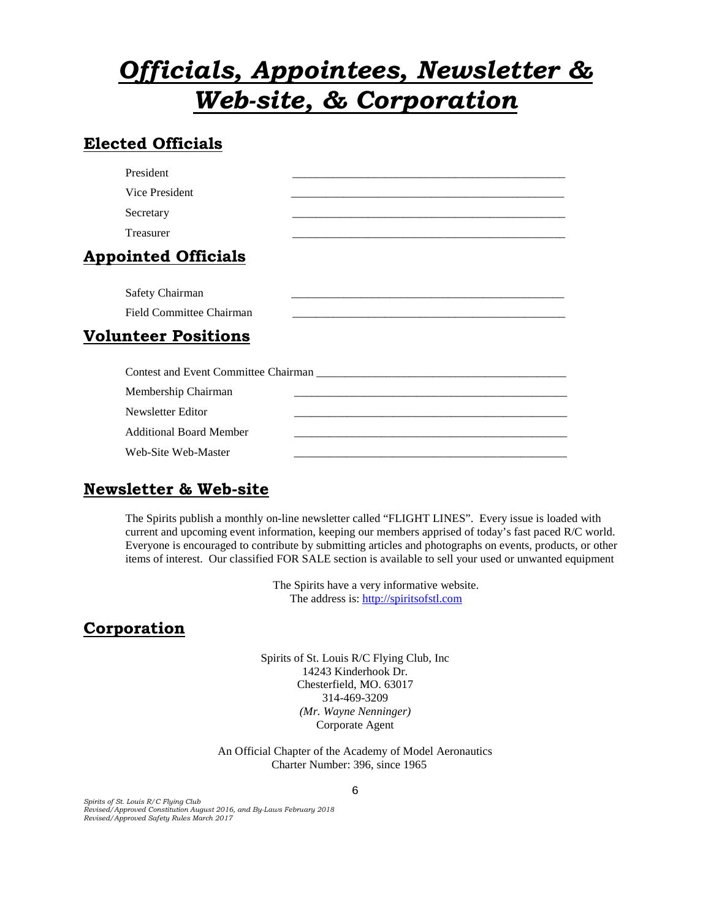# *Officials, Appointees, Newsletter & Web-site, & Corporation*

## Elected Officials

| | |
|---|---|
| President | ___________________________________________ |
| Vice President | ___________________________________________ |
| Secretary | ___________________________________________ |
| Treasurer | ___________________________________________ |

## Appointed Officials

| | |
|---|---|
| Safety Chairman | ___________________________________________ |
| Field Committee Chairman | ___________________________________________ |

## Volunteer Positions

| | |
|---|---|
| Contest and Event Committee Chairman | ___________________________________________ |
| Membership Chairman | ___________________________________________ |
| Newsletter Editor | ___________________________________________ |
| Additional Board Member | ___________________________________________ |
| Web-Site Web-Master | ___________________________________________ |

## Newsletter & Web-site

The Spirits publish a monthly on-line newsletter called "FLIGHT LINES". Every issue is loaded with current and upcoming event information, keeping our members apprised of today's fast paced R/C world. Everyone is encouraged to contribute by submitting articles and photographs on events, products, or other items of interest. Our classified FOR SALE section is available to sell your used or unwanted equipment

The Spirits have a very informative website.
The address is: http://spiritsofstl.com

## Corporation

Spirits of St. Louis R/C Flying Club, Inc
14243 Kinderhook Dr.
Chesterfield, MO. 63017
314-469-3209
*(Mr. Wayne Nenninger)*
Corporate Agent

An Official Chapter of the Academy of Model Aeronautics
Charter Number: 396, since 1965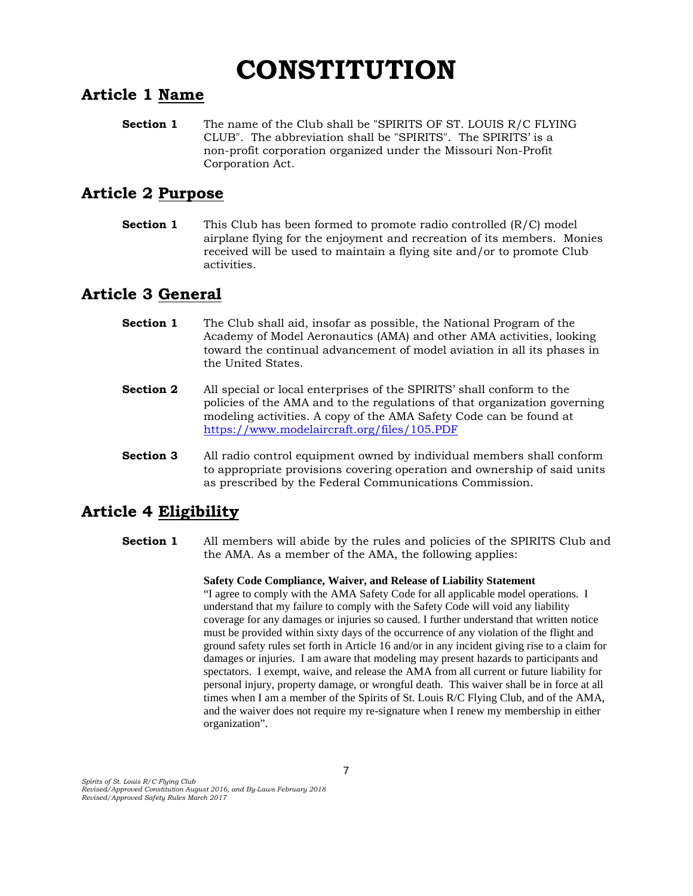# CONSTITUTION

## Article 1 <u>Name</u>

**Section 1** The name of the Club shall be "SPIRITS OF ST. LOUIS R/C FLYING CLUB". The abbreviation shall be "SPIRITS". The SPIRITS' is a non-profit corporation organized under the Missouri Non-Profit Corporation Act.

## Article 2 <u>Purpose</u>

**Section 1** This Club has been formed to promote radio controlled (R/C) model airplane flying for the enjoyment and recreation of its members. Monies received will be used to maintain a flying site and/or to promote Club activities.

## Article 3 <u>General</u>

**Section 1** The Club shall aid, insofar as possible, the National Program of the Academy of Model Aeronautics (AMA) and other AMA activities, looking toward the continual advancement of model aviation in all its phases in the United States.

**Section 2** All special or local enterprises of the SPIRITS' shall conform to the policies of the AMA and to the regulations of that organization governing modeling activities. A copy of the AMA Safety Code can be found at [https://www.modelaircraft.org/files/105.PDF](https://www.modelaircraft.org/files/105.PDF)

**Section 3** All radio control equipment owned by individual members shall conform to appropriate provisions covering operation and ownership of said units as prescribed by the Federal Communications Commission.

## Article 4 <u>Eligibility</u>

**Section 1** All members will abide by the rules and policies of the SPIRITS Club and the AMA. As a member of the AMA, the following applies:

**Safety Code Compliance, Waiver, and Release of Liability Statement**

"I agree to comply with the AMA Safety Code for all applicable model operations. I understand that my failure to comply with the Safety Code will void any liability coverage for any damages or injuries so caused. I further understand that written notice must be provided within sixty days of the occurrence of any violation of the flight and ground safety rules set forth in Article 16 and/or in any incident giving rise to a claim for damages or injuries. I am aware that modeling may present hazards to participants and spectators. I exempt, waive, and release the AMA from all current or future liability for personal injury, property damage, or wrongful death. This waiver shall be in force at all times when I am a member of the Spirits of St. Louis R/C Flying Club, and of the AMA, and the waiver does not require my re-signature when I renew my membership in either organization".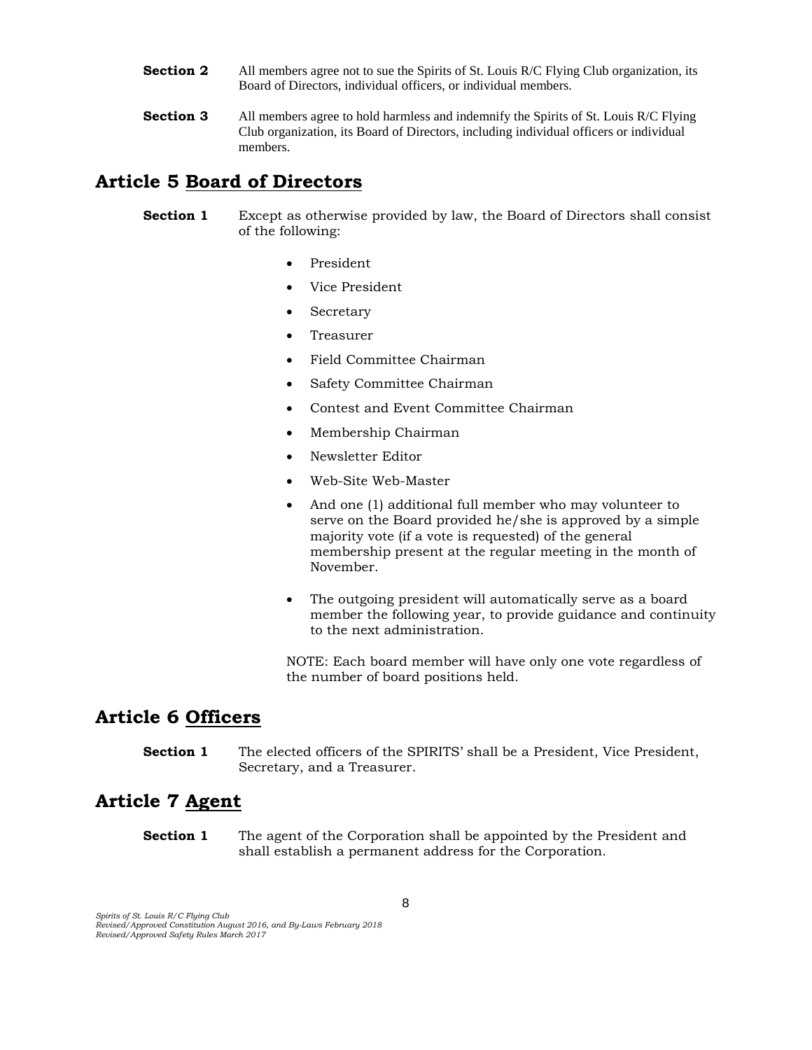**Section 2** All members agree not to sue the Spirits of St. Louis R/C Flying Club organization, its Board of Directors, individual officers, or individual members.

**Section 3** All members agree to hold harmless and indemnify the Spirits of St. Louis R/C Flying Club organization, its Board of Directors, including individual officers or individual members.

## Article 5 <u>Board of Directors</u>

**Section 1** Except as otherwise provided by law, the Board of Directors shall consist of the following:

- President
- Vice President
- Secretary
- Treasurer
- Field Committee Chairman
- Safety Committee Chairman
- Contest and Event Committee Chairman
- Membership Chairman
- Newsletter Editor
- Web-Site Web-Master
- And one (1) additional full member who may volunteer to serve on the Board provided he/she is approved by a simple majority vote (if a vote is requested) of the general membership present at the regular meeting in the month of November.
- The outgoing president will automatically serve as a board member the following year, to provide guidance and continuity to the next administration.

NOTE: Each board member will have only one vote regardless of the number of board positions held.

## Article 6 <u>Officers</u>

**Section 1** The elected officers of the SPIRITS' shall be a President, Vice President, Secretary, and a Treasurer.

## Article 7 <u>Agent</u>

**Section 1** The agent of the Corporation shall be appointed by the President and shall establish a permanent address for the Corporation.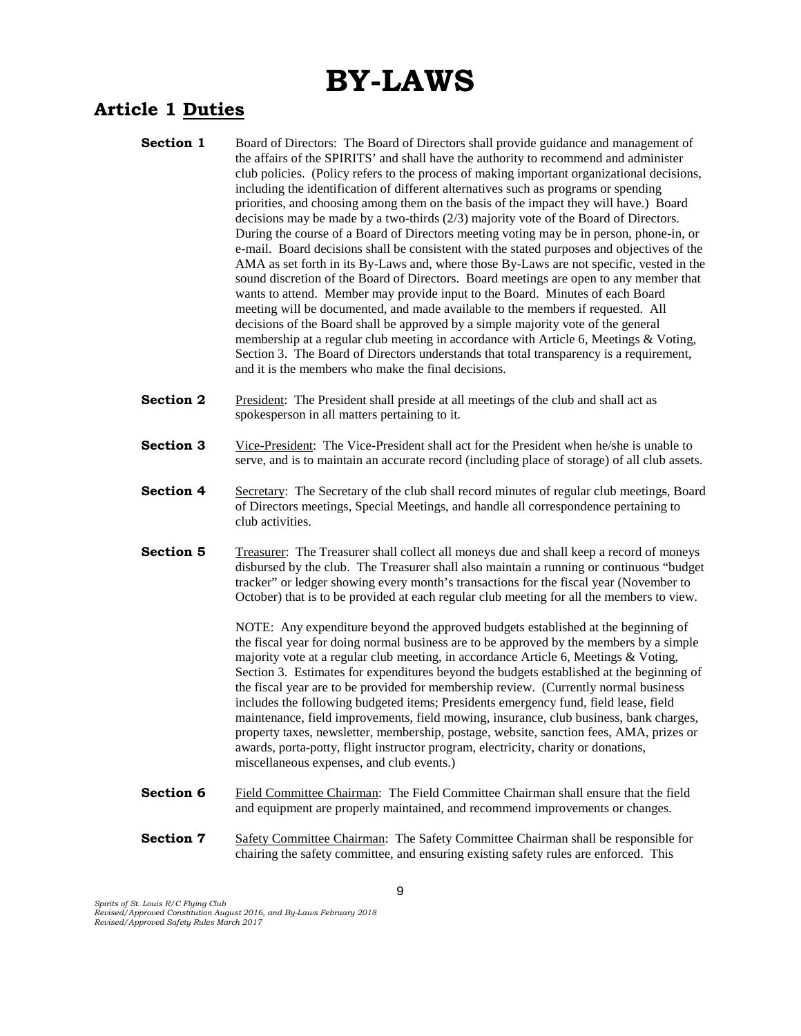# BY-LAWS

## Article 1 Duties

**Section 1** Board of Directors: The Board of Directors shall provide guidance and management of the affairs of the SPIRITS' and shall have the authority to recommend and administer club policies. (Policy refers to the process of making important organizational decisions, including the identification of different alternatives such as programs or spending priorities, and choosing among them on the basis of the impact they will have.) Board decisions may be made by a two-thirds (2/3) majority vote of the Board of Directors. During the course of a Board of Directors meeting voting may be in person, phone-in, or e-mail. Board decisions shall be consistent with the stated purposes and objectives of the AMA as set forth in its By-Laws and, where those By-Laws are not specific, vested in the sound discretion of the Board of Directors. Board meetings are open to any member that wants to attend. Member may provide input to the Board. Minutes of each Board meeting will be documented, and made available to the members if requested. All decisions of the Board shall be approved by a simple majority vote of the general membership at a regular club meeting in accordance with Article 6, Meetings & Voting, Section 3. The Board of Directors understands that total transparency is a requirement, and it is the members who make the final decisions.

**Section 2** President: The President shall preside at all meetings of the club and shall act as spokesperson in all matters pertaining to it.

**Section 3** Vice-President: The Vice-President shall act for the President when he/she is unable to serve, and is to maintain an accurate record (including place of storage) of all club assets.

**Section 4** Secretary: The Secretary of the club shall record minutes of regular club meetings, Board of Directors meetings, Special Meetings, and handle all correspondence pertaining to club activities.

**Section 5** Treasurer: The Treasurer shall collect all moneys due and shall keep a record of moneys disbursed by the club. The Treasurer shall also maintain a running or continuous "budget tracker" or ledger showing every month's transactions for the fiscal year (November to October) that is to be provided at each regular club meeting for all the members to view.

NOTE: Any expenditure beyond the approved budgets established at the beginning of the fiscal year for doing normal business are to be approved by the members by a simple majority vote at a regular club meeting, in accordance Article 6, Meetings & Voting, Section 3. Estimates for expenditures beyond the budgets established at the beginning of the fiscal year are to be provided for membership review. (Currently normal business includes the following budgeted items; Presidents emergency fund, field lease, field maintenance, field improvements, field mowing, insurance, club business, bank charges, property taxes, newsletter, membership, postage, website, sanction fees, AMA, prizes or awards, porta-potty, flight instructor program, electricity, charity or donations, miscellaneous expenses, and club events.)

**Section 6** Field Committee Chairman: The Field Committee Chairman shall ensure that the field and equipment are properly maintained, and recommend improvements or changes.

**Section 7** Safety Committee Chairman: The Safety Committee Chairman shall be responsible for chairing the safety committee, and ensuring existing safety rules are enforced. This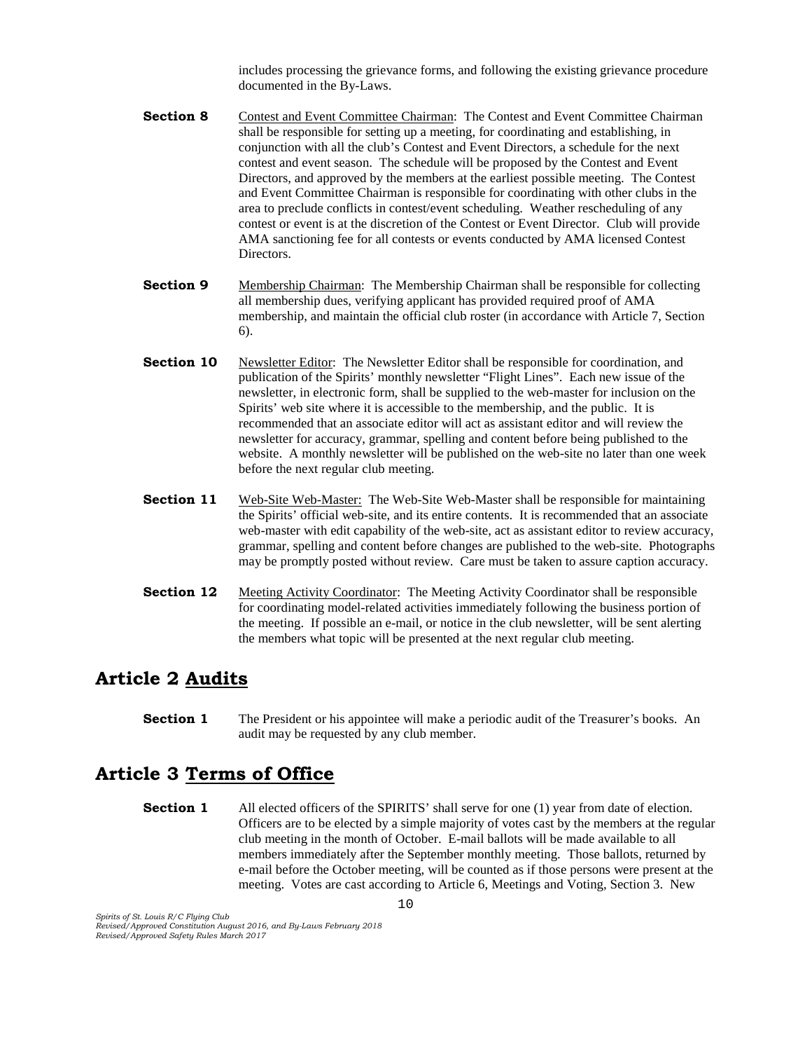includes processing the grievance forms, and following the existing grievance procedure documented in the By-Laws.

**Section 8** <u>Contest and Event Committee Chairman</u>: The Contest and Event Committee Chairman shall be responsible for setting up a meeting, for coordinating and establishing, in conjunction with all the club's Contest and Event Directors, a schedule for the next contest and event season. The schedule will be proposed by the Contest and Event Directors, and approved by the members at the earliest possible meeting. The Contest and Event Committee Chairman is responsible for coordinating with other clubs in the area to preclude conflicts in contest/event scheduling. Weather rescheduling of any contest or event is at the discretion of the Contest or Event Director. Club will provide AMA sanctioning fee for all contests or events conducted by AMA licensed Contest Directors.

**Section 9** <u>Membership Chairman</u>: The Membership Chairman shall be responsible for collecting all membership dues, verifying applicant has provided required proof of AMA membership, and maintain the official club roster (in accordance with Article 7, Section 6).

**Section 10** <u>Newsletter Editor</u>: The Newsletter Editor shall be responsible for coordination, and publication of the Spirits' monthly newsletter "Flight Lines". Each new issue of the newsletter, in electronic form, shall be supplied to the web-master for inclusion on the Spirits' web site where it is accessible to the membership, and the public. It is recommended that an associate editor will act as assistant editor and will review the newsletter for accuracy, grammar, spelling and content before being published to the website. A monthly newsletter will be published on the web-site no later than one week before the next regular club meeting.

**Section 11** <u>Web-Site Web-Master:</u> The Web-Site Web-Master shall be responsible for maintaining the Spirits' official web-site, and its entire contents. It is recommended that an associate web-master with edit capability of the web-site, act as assistant editor to review accuracy, grammar, spelling and content before changes are published to the web-site. Photographs may be promptly posted without review. Care must be taken to assure caption accuracy.

**Section 12** <u>Meeting Activity Coordinator</u>: The Meeting Activity Coordinator shall be responsible for coordinating model-related activities immediately following the business portion of the meeting. If possible an e-mail, or notice in the club newsletter, will be sent alerting the members what topic will be presented at the next regular club meeting.

## Article 2 <u>Audits</u>

**Section 1** The President or his appointee will make a periodic audit of the Treasurer's books. An audit may be requested by any club member.

## Article 3 <u>Terms of Office</u>

**Section 1** All elected officers of the SPIRITS' shall serve for one (1) year from date of election. Officers are to be elected by a simple majority of votes cast by the members at the regular club meeting in the month of October. E-mail ballots will be made available to all members immediately after the September monthly meeting. Those ballots, returned by e-mail before the October meeting, will be counted as if those persons were present at the meeting. Votes are cast according to Article 6, Meetings and Voting, Section 3. New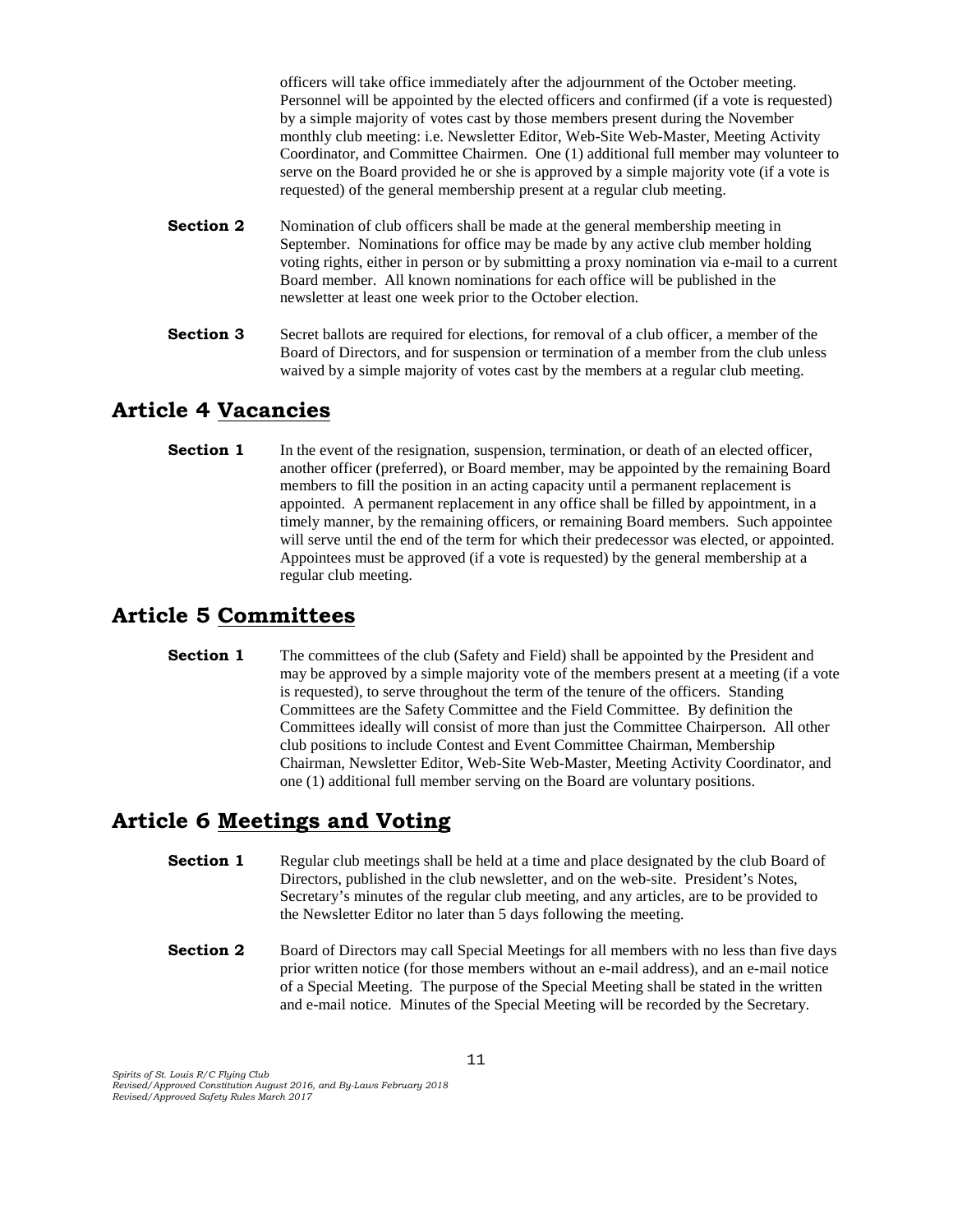officers will take office immediately after the adjournment of the October meeting. Personnel will be appointed by the elected officers and confirmed (if a vote is requested) by a simple majority of votes cast by those members present during the November monthly club meeting: i.e. Newsletter Editor, Web-Site Web-Master, Meeting Activity Coordinator, and Committee Chairmen. One (1) additional full member may volunteer to serve on the Board provided he or she is approved by a simple majority vote (if a vote is requested) of the general membership present at a regular club meeting.

**Section 2** Nomination of club officers shall be made at the general membership meeting in September. Nominations for office may be made by any active club member holding voting rights, either in person or by submitting a proxy nomination via e-mail to a current Board member. All known nominations for each office will be published in the newsletter at least one week prior to the October election.

**Section 3** Secret ballots are required for elections, for removal of a club officer, a member of the Board of Directors, and for suspension or termination of a member from the club unless waived by a simple majority of votes cast by the members at a regular club meeting.

## Article 4 Vacancies

**Section 1** In the event of the resignation, suspension, termination, or death of an elected officer, another officer (preferred), or Board member, may be appointed by the remaining Board members to fill the position in an acting capacity until a permanent replacement is appointed. A permanent replacement in any office shall be filled by appointment, in a timely manner, by the remaining officers, or remaining Board members. Such appointee will serve until the end of the term for which their predecessor was elected, or appointed. Appointees must be approved (if a vote is requested) by the general membership at a regular club meeting.

## Article 5 Committees

**Section 1** The committees of the club (Safety and Field) shall be appointed by the President and may be approved by a simple majority vote of the members present at a meeting (if a vote is requested), to serve throughout the term of the tenure of the officers. Standing Committees are the Safety Committee and the Field Committee. By definition the Committees ideally will consist of more than just the Committee Chairperson. All other club positions to include Contest and Event Committee Chairman, Membership Chairman, Newsletter Editor, Web-Site Web-Master, Meeting Activity Coordinator, and one (1) additional full member serving on the Board are voluntary positions.

## Article 6 Meetings and Voting

**Section 1** Regular club meetings shall be held at a time and place designated by the club Board of Directors, published in the club newsletter, and on the web-site. President's Notes, Secretary's minutes of the regular club meeting, and any articles, are to be provided to the Newsletter Editor no later than 5 days following the meeting.

**Section 2** Board of Directors may call Special Meetings for all members with no less than five days prior written notice (for those members without an e-mail address), and an e-mail notice of a Special Meeting. The purpose of the Special Meeting shall be stated in the written and e-mail notice. Minutes of the Special Meeting will be recorded by the Secretary.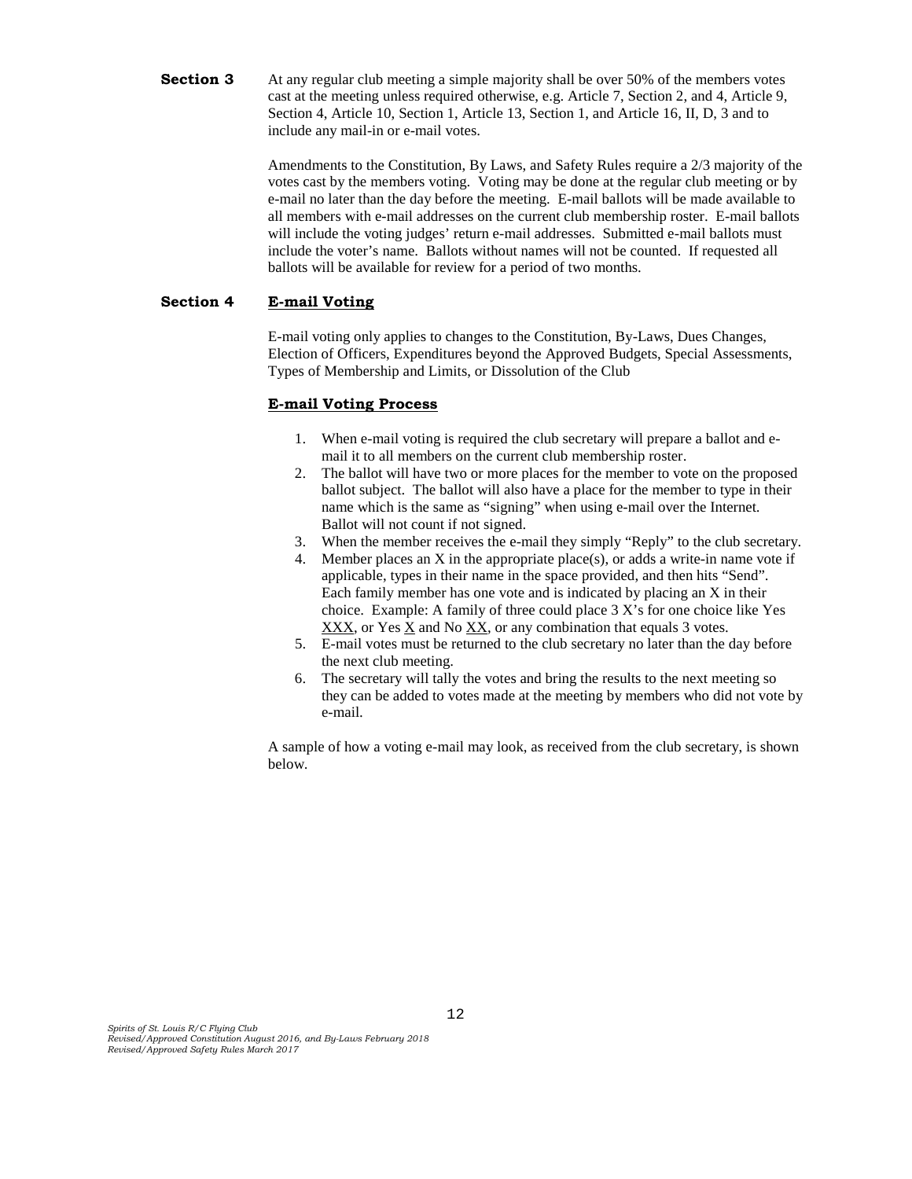**Section 3** At any regular club meeting a simple majority shall be over 50% of the members votes cast at the meeting unless required otherwise, e.g. Article 7, Section 2, and 4, Article 9, Section 4, Article 10, Section 1, Article 13, Section 1, and Article 16, II, D, 3 and to include any mail-in or e-mail votes.

Amendments to the Constitution, By Laws, and Safety Rules require a 2/3 majority of the votes cast by the members voting. Voting may be done at the regular club meeting or by e-mail no later than the day before the meeting. E-mail ballots will be made available to all members with e-mail addresses on the current club membership roster. E-mail ballots will include the voting judges' return e-mail addresses. Submitted e-mail ballots must include the voter's name. Ballots without names will not be counted. If requested all ballots will be available for review for a period of two months.

**Section 4** **E-mail Voting**

E-mail voting only applies to changes to the Constitution, By-Laws, Dues Changes, Election of Officers, Expenditures beyond the Approved Budgets, Special Assessments, Types of Membership and Limits, or Dissolution of the Club

**E-mail Voting Process**

1. When e-mail voting is required the club secretary will prepare a ballot and e-mail it to all members on the current club membership roster.
2. The ballot will have two or more places for the member to vote on the proposed ballot subject. The ballot will also have a place for the member to type in their name which is the same as "signing" when using e-mail over the Internet. Ballot will not count if not signed.
3. When the member receives the e-mail they simply "Reply" to the club secretary.
4. Member places an X in the appropriate place(s), or adds a write-in name vote if applicable, types in their name in the space provided, and then hits "Send". Each family member has one vote and is indicated by placing an X in their choice. Example: A family of three could place 3 X's for one choice like Yes XXX, or Yes X and No XX, or any combination that equals 3 votes.
5. E-mail votes must be returned to the club secretary no later than the day before the next club meeting.
6. The secretary will tally the votes and bring the results to the next meeting so they can be added to votes made at the meeting by members who did not vote by e-mail.

A sample of how a voting e-mail may look, as received from the club secretary, is shown below.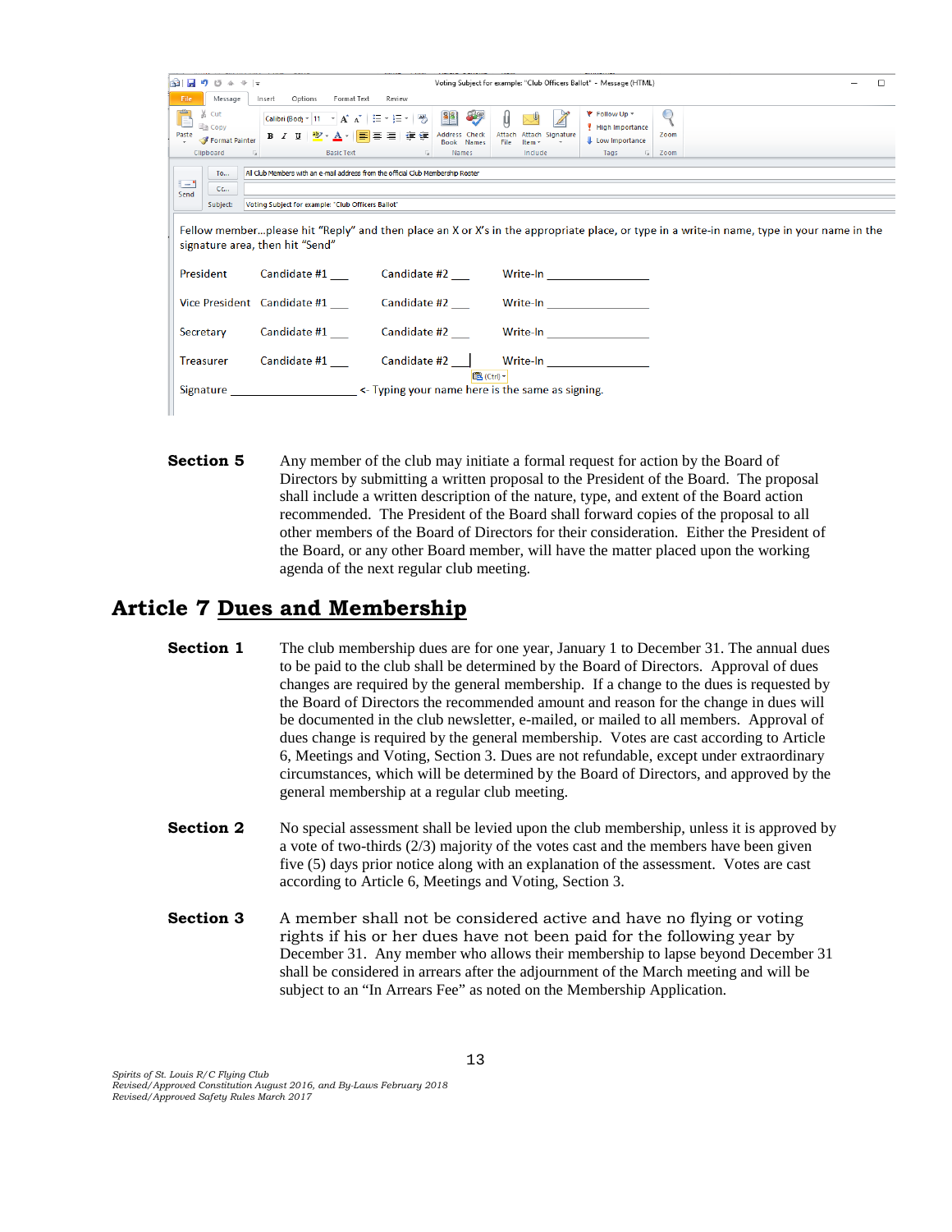Voting Subject for example: "Club Officers Ballot" - Message (HTML)

To... All Club Members with an e-mail address from the offical Club Membership Roster

Cc...

Subject: Voting Subject for example: "Club Officers Ballot"

Fellow member…please hit "Reply" and then place an X or X's in the appropriate place, or type in a write-in name, type in your name in the signature area, then hit "Send"

| | | | |
|---|---|---|---|
| President | Candidate #1 ___ | Candidate #2 ___ | Write-In ______________ |
| Vice President | Candidate #1 ___ | Candidate #2 ___ | Write-In ______________ |
| Secretary | Candidate #1 ___ | Candidate #2 ___ | Write-In ______________ |
| Treasurer | Candidate #1 ___ | Candidate #2 ___ | Write-In ______________ |

Signature ________________ <- Typing your name here is the same as signing.

**Section 5** Any member of the club may initiate a formal request for action by the Board of Directors by submitting a written proposal to the President of the Board. The proposal shall include a written description of the nature, type, and extent of the Board action recommended. The President of the Board shall forward copies of the proposal to all other members of the Board of Directors for their consideration. Either the President of the Board, or any other Board member, will have the matter placed upon the working agenda of the next regular club meeting.

## Article 7 Dues and Membership

**Section 1** The club membership dues are for one year, January 1 to December 31. The annual dues to be paid to the club shall be determined by the Board of Directors. Approval of dues changes are required by the general membership. If a change to the dues is requested by the Board of Directors the recommended amount and reason for the change in dues will be documented in the club newsletter, e-mailed, or mailed to all members. Approval of dues change is required by the general membership. Votes are cast according to Article 6, Meetings and Voting, Section 3. Dues are not refundable, except under extraordinary circumstances, which will be determined by the Board of Directors, and approved by the general membership at a regular club meeting.

**Section 2** No special assessment shall be levied upon the club membership, unless it is approved by a vote of two-thirds (2/3) majority of the votes cast and the members have been given five (5) days prior notice along with an explanation of the assessment. Votes are cast according to Article 6, Meetings and Voting, Section 3.

**Section 3** A member shall not be considered active and have no flying or voting rights if his or her dues have not been paid for the following year by December 31. Any member who allows their membership to lapse beyond December 31 shall be considered in arrears after the adjournment of the March meeting and will be subject to an "In Arrears Fee" as noted on the Membership Application.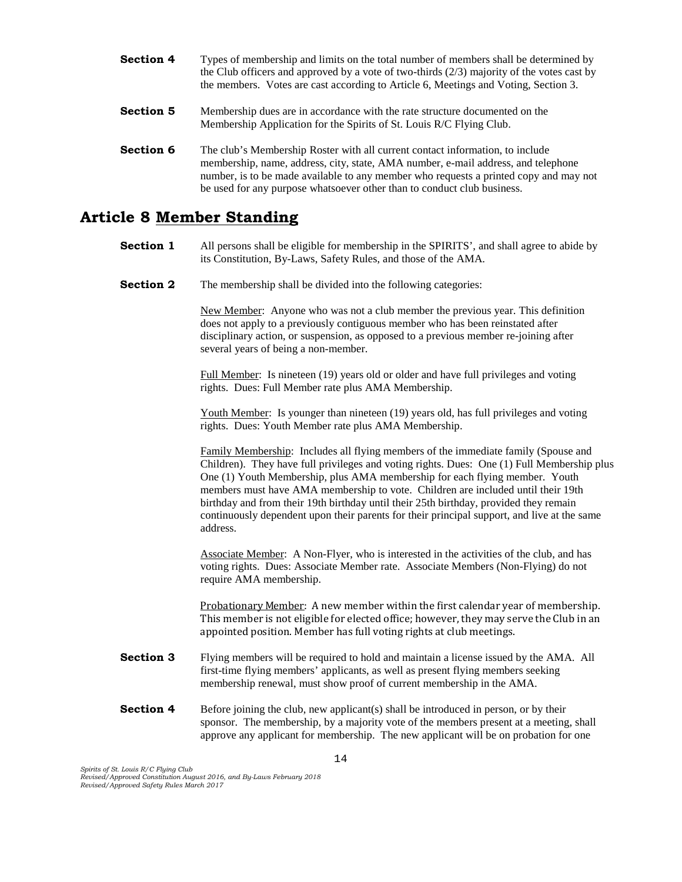**Section 4** Types of membership and limits on the total number of members shall be determined by the Club officers and approved by a vote of two-thirds (2/3) majority of the votes cast by the members. Votes are cast according to Article 6, Meetings and Voting, Section 3.

**Section 5** Membership dues are in accordance with the rate structure documented on the Membership Application for the Spirits of St. Louis R/C Flying Club.

**Section 6** The club's Membership Roster with all current contact information, to include membership, name, address, city, state, AMA number, e-mail address, and telephone number, is to be made available to any member who requests a printed copy and may not be used for any purpose whatsoever other than to conduct club business.

## Article 8 Member Standing

**Section 1** All persons shall be eligible for membership in the SPIRITS', and shall agree to abide by its Constitution, By-Laws, Safety Rules, and those of the AMA.

**Section 2** The membership shall be divided into the following categories:

New Member: Anyone who was not a club member the previous year. This definition does not apply to a previously contiguous member who has been reinstated after disciplinary action, or suspension, as opposed to a previous member re-joining after several years of being a non-member.

Full Member: Is nineteen (19) years old or older and have full privileges and voting rights. Dues: Full Member rate plus AMA Membership.

Youth Member: Is younger than nineteen (19) years old, has full privileges and voting rights. Dues: Youth Member rate plus AMA Membership.

Family Membership: Includes all flying members of the immediate family (Spouse and Children). They have full privileges and voting rights. Dues: One (1) Full Membership plus One (1) Youth Membership, plus AMA membership for each flying member. Youth members must have AMA membership to vote. Children are included until their 19th birthday and from their 19th birthday until their 25th birthday, provided they remain continuously dependent upon their parents for their principal support, and live at the same address.

Associate Member: A Non-Flyer, who is interested in the activities of the club, and has voting rights. Dues: Associate Member rate. Associate Members (Non-Flying) do not require AMA membership.

Probationary Member: A new member within the first calendar year of membership. This member is not eligible for elected office; however, they may serve the Club in an appointed position. Member has full voting rights at club meetings.

**Section 3** Flying members will be required to hold and maintain a license issued by the AMA. All first-time flying members' applicants, as well as present flying members seeking membership renewal, must show proof of current membership in the AMA.

**Section 4** Before joining the club, new applicant(s) shall be introduced in person, or by their sponsor. The membership, by a majority vote of the members present at a meeting, shall approve any applicant for membership. The new applicant will be on probation for one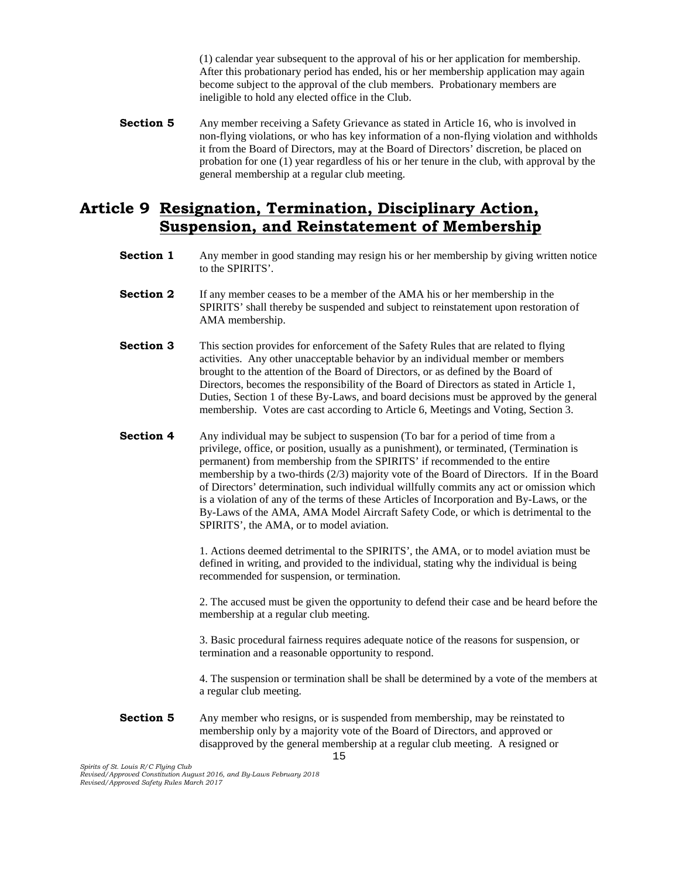(1) calendar year subsequent to the approval of his or her application for membership. After this probationary period has ended, his or her membership application may again become subject to the approval of the club members. Probationary members are ineligible to hold any elected office in the Club.

**Section 5** Any member receiving a Safety Grievance as stated in Article 16, who is involved in non-flying violations, or who has key information of a non-flying violation and withholds it from the Board of Directors, may at the Board of Directors' discretion, be placed on probation for one (1) year regardless of his or her tenure in the club, with approval by the general membership at a regular club meeting.

## Article 9 Resignation, Termination, Disciplinary Action, Suspension, and Reinstatement of Membership

**Section 1** Any member in good standing may resign his or her membership by giving written notice to the SPIRITS'.

**Section 2** If any member ceases to be a member of the AMA his or her membership in the SPIRITS' shall thereby be suspended and subject to reinstatement upon restoration of AMA membership.

**Section 3** This section provides for enforcement of the Safety Rules that are related to flying activities. Any other unacceptable behavior by an individual member or members brought to the attention of the Board of Directors, or as defined by the Board of Directors, becomes the responsibility of the Board of Directors as stated in Article 1, Duties, Section 1 of these By-Laws, and board decisions must be approved by the general membership. Votes are cast according to Article 6, Meetings and Voting, Section 3.

**Section 4** Any individual may be subject to suspension (To bar for a period of time from a privilege, office, or position, usually as a punishment), or terminated, (Termination is permanent) from membership from the SPIRITS' if recommended to the entire membership by a two-thirds (2/3) majority vote of the Board of Directors. If in the Board of Directors' determination, such individual willfully commits any act or omission which is a violation of any of the terms of these Articles of Incorporation and By-Laws, or the By-Laws of the AMA, AMA Model Aircraft Safety Code, or which is detrimental to the SPIRITS', the AMA, or to model aviation.

1. Actions deemed detrimental to the SPIRITS', the AMA, or to model aviation must be defined in writing, and provided to the individual, stating why the individual is being recommended for suspension, or termination.

2. The accused must be given the opportunity to defend their case and be heard before the membership at a regular club meeting.

3. Basic procedural fairness requires adequate notice of the reasons for suspension, or termination and a reasonable opportunity to respond.

4. The suspension or termination shall be shall be determined by a vote of the members at a regular club meeting.

**Section 5** Any member who resigns, or is suspended from membership, may be reinstated to membership only by a majority vote of the Board of Directors, and approved or disapproved by the general membership at a regular club meeting. A resigned or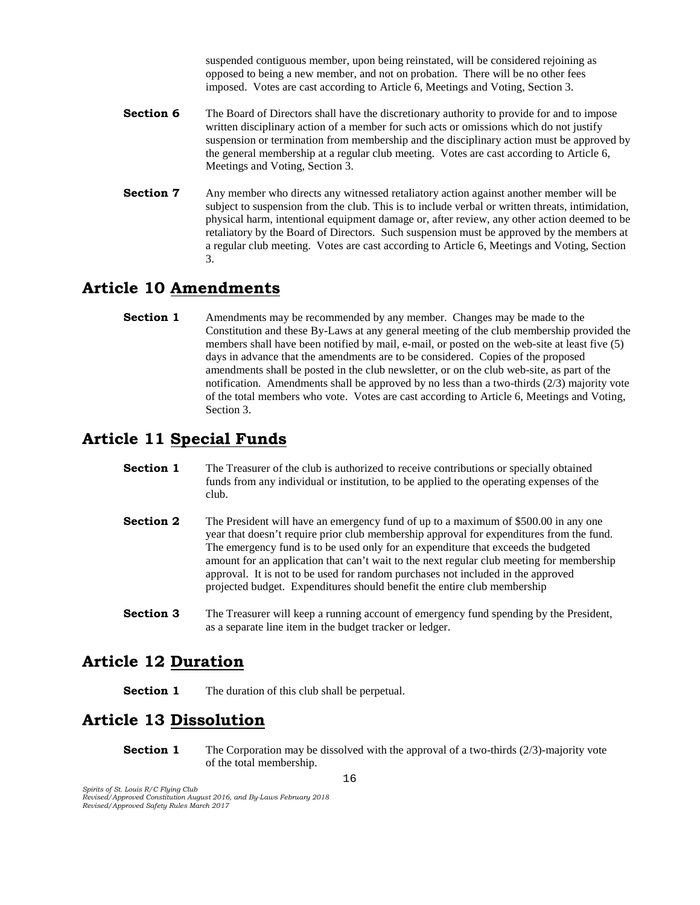suspended contiguous member, upon being reinstated, will be considered rejoining as opposed to being a new member, and not on probation. There will be no other fees imposed. Votes are cast according to Article 6, Meetings and Voting, Section 3.

**Section 6** The Board of Directors shall have the discretionary authority to provide for and to impose written disciplinary action of a member for such acts or omissions which do not justify suspension or termination from membership and the disciplinary action must be approved by the general membership at a regular club meeting. Votes are cast according to Article 6, Meetings and Voting, Section 3.

**Section 7** Any member who directs any witnessed retaliatory action against another member will be subject to suspension from the club. This is to include verbal or written threats, intimidation, physical harm, intentional equipment damage or, after review, any other action deemed to be retaliatory by the Board of Directors. Such suspension must be approved by the members at a regular club meeting. Votes are cast according to Article 6, Meetings and Voting, Section 3.

## Article 10 Amendments

**Section 1** Amendments may be recommended by any member. Changes may be made to the Constitution and these By-Laws at any general meeting of the club membership provided the members shall have been notified by mail, e-mail, or posted on the web-site at least five (5) days in advance that the amendments are to be considered. Copies of the proposed amendments shall be posted in the club newsletter, or on the club web-site, as part of the notification. Amendments shall be approved by no less than a two-thirds (2/3) majority vote of the total members who vote. Votes are cast according to Article 6, Meetings and Voting, Section 3.

## Article 11 Special Funds

**Section 1** The Treasurer of the club is authorized to receive contributions or specially obtained funds from any individual or institution, to be applied to the operating expenses of the club.

**Section 2** The President will have an emergency fund of up to a maximum of $500.00 in any one year that doesn't require prior club membership approval for expenditures from the fund. The emergency fund is to be used only for an expenditure that exceeds the budgeted amount for an application that can't wait to the next regular club meeting for membership approval. It is not to be used for random purchases not included in the approved projected budget. Expenditures should benefit the entire club membership

**Section 3** The Treasurer will keep a running account of emergency fund spending by the President, as a separate line item in the budget tracker or ledger.

## Article 12 Duration

**Section 1** The duration of this club shall be perpetual.

## Article 13 Dissolution

**Section 1** The Corporation may be dissolved with the approval of a two-thirds (2/3)-majority vote of the total membership.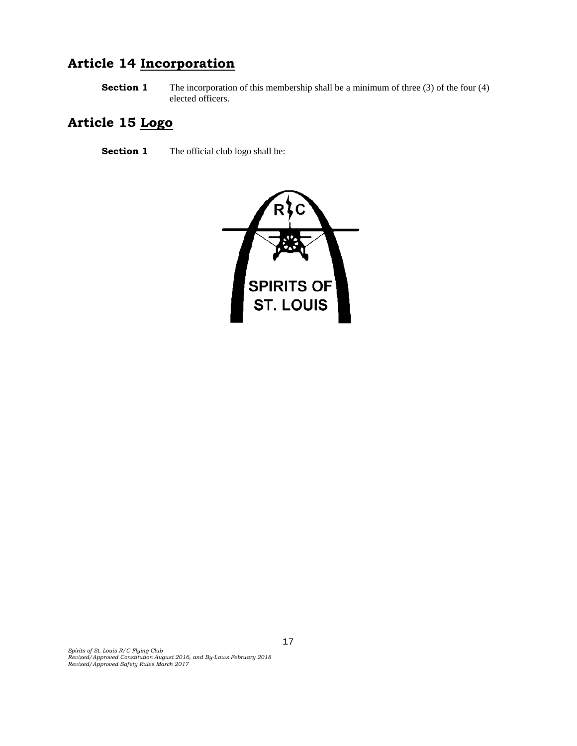## Article 14 Incorporation

**Section 1** The incorporation of this membership shall be a minimum of three (3) of the four (4) elected officers.

## Article 15 Logo

**Section 1** The official club logo shall be:

R C

SPIRITS OF
ST. LOUIS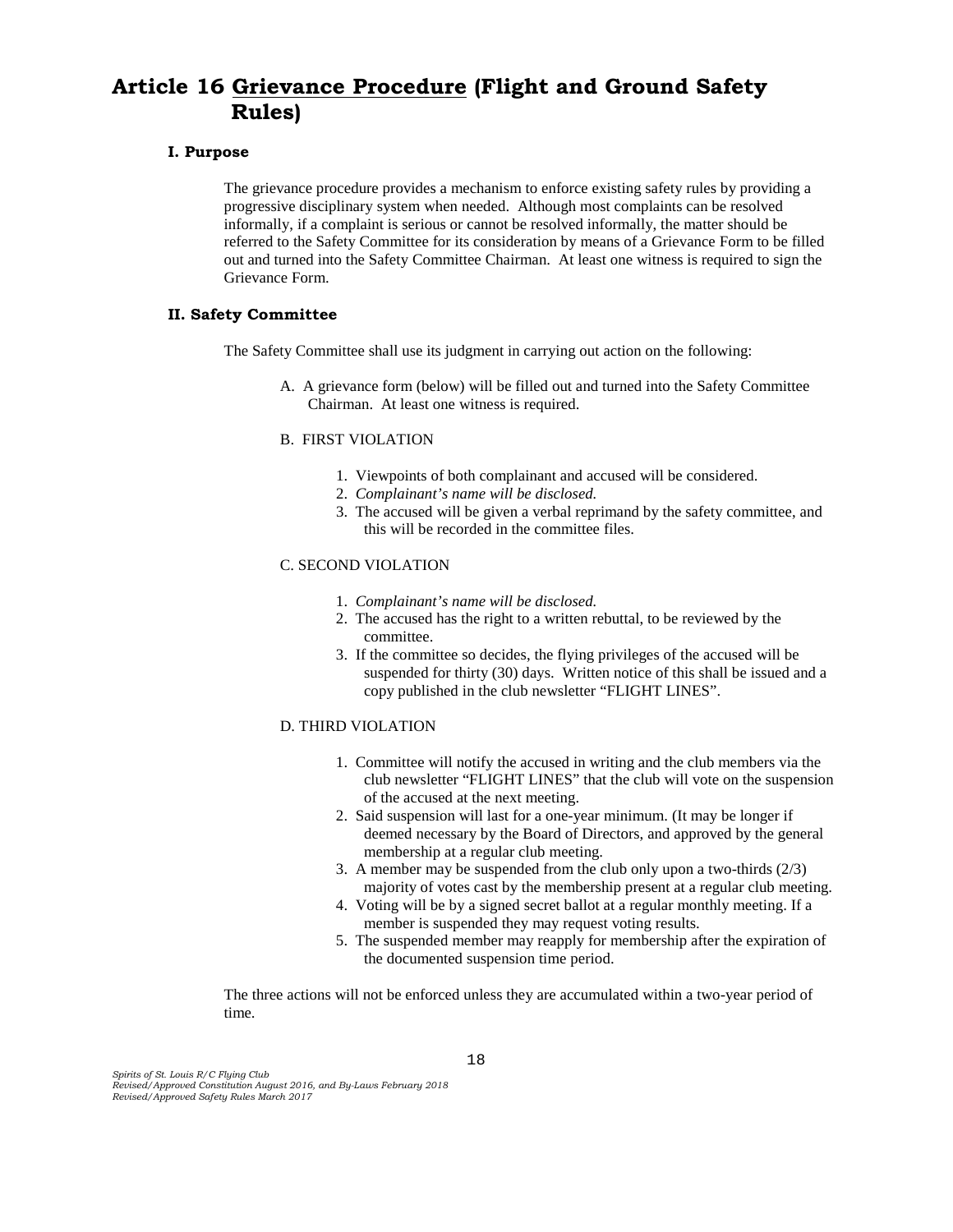# Article 16 <u>Grievance Procedure</u> (Flight and Ground Safety Rules)

### I. Purpose

The grievance procedure provides a mechanism to enforce existing safety rules by providing a progressive disciplinary system when needed. Although most complaints can be resolved informally, if a complaint is serious or cannot be resolved informally, the matter should be referred to the Safety Committee for its consideration by means of a Grievance Form to be filled out and turned into the Safety Committee Chairman. At least one witness is required to sign the Grievance Form.

### II. Safety Committee

The Safety Committee shall use its judgment in carrying out action on the following:

A. A grievance form (below) will be filled out and turned into the Safety Committee Chairman. At least one witness is required.

B. FIRST VIOLATION

1. Viewpoints of both complainant and accused will be considered.
2. *Complainant's name will be disclosed.*
3. The accused will be given a verbal reprimand by the safety committee, and this will be recorded in the committee files.

C. SECOND VIOLATION

1. *Complainant's name will be disclosed.*
2. The accused has the right to a written rebuttal, to be reviewed by the committee.
3. If the committee so decides, the flying privileges of the accused will be suspended for thirty (30) days. Written notice of this shall be issued and a copy published in the club newsletter "FLIGHT LINES".

D. THIRD VIOLATION

1. Committee will notify the accused in writing and the club members via the club newsletter "FLIGHT LINES" that the club will vote on the suspension of the accused at the next meeting.
2. Said suspension will last for a one-year minimum. (It may be longer if deemed necessary by the Board of Directors, and approved by the general membership at a regular club meeting.
3. A member may be suspended from the club only upon a two-thirds (2/3) majority of votes cast by the membership present at a regular club meeting.
4. Voting will be by a signed secret ballot at a regular monthly meeting. If a member is suspended they may request voting results.
5. The suspended member may reapply for membership after the expiration of the documented suspension time period.

The three actions will not be enforced unless they are accumulated within a two-year period of time.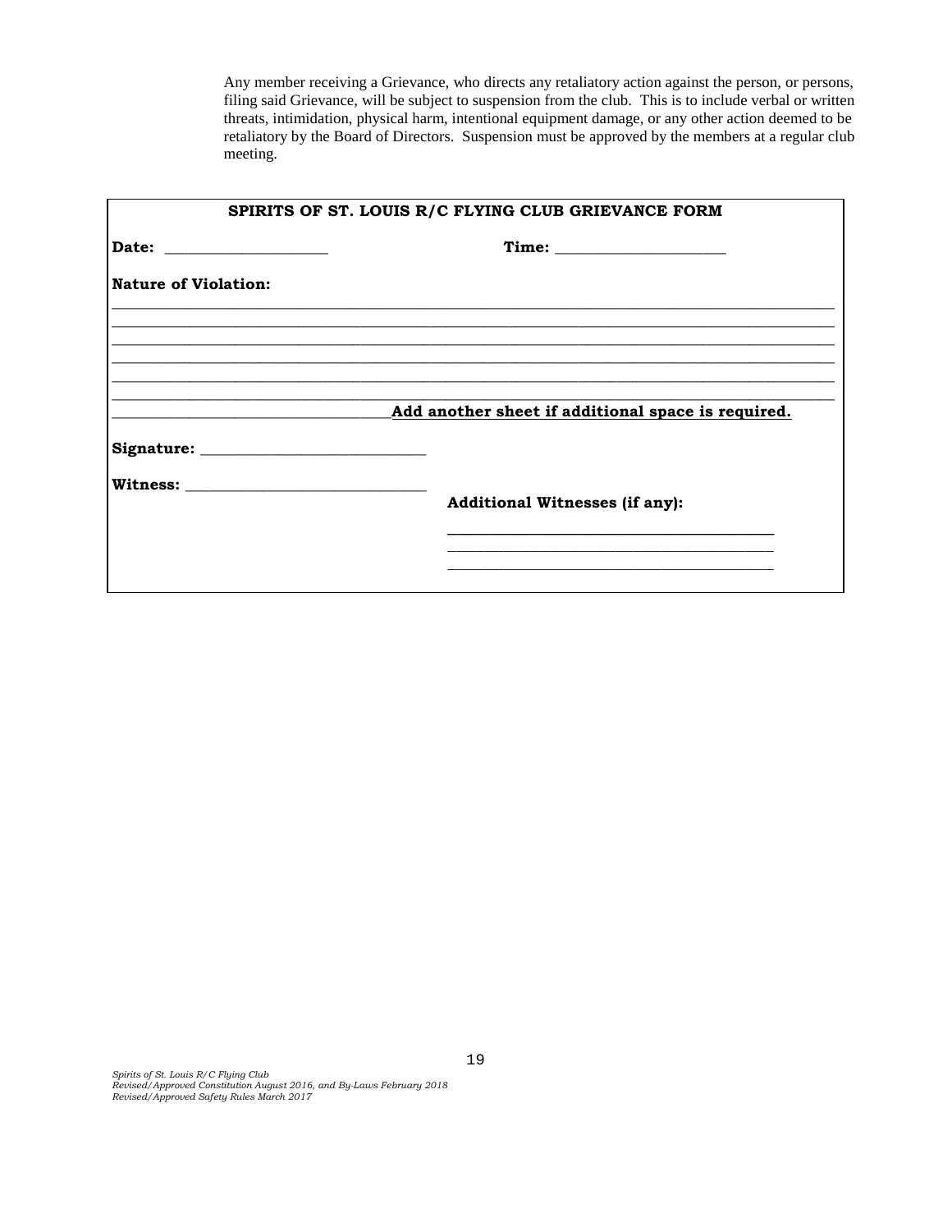Any member receiving a Grievance, who directs any retaliatory action against the person, or persons, filing said Grievance, will be subject to suspension from the club. This is to include verbal or written threats, intimidation, physical harm, intentional equipment damage, or any other action deemed to be retaliatory by the Board of Directors. Suspension must be approved by the members at a regular club meeting.

**SPIRITS OF ST. LOUIS R/C FLYING CLUB GRIEVANCE FORM**

**Date:** ____________________ **Time:** ____________________

**Nature of Violation:**

______________________________________________________________________________

______________________________________________________________________________

______________________________________________________________________________

______________________________________________________________________________

______________________________________________________________________________

______________________________________________________________________________

__________________________ **Add another sheet if additional space is required.**

**Signature:** ____________________________

**Witness:** ____________________________

**Additional Witnesses (if any):**

________________________________________

________________________________________

________________________________________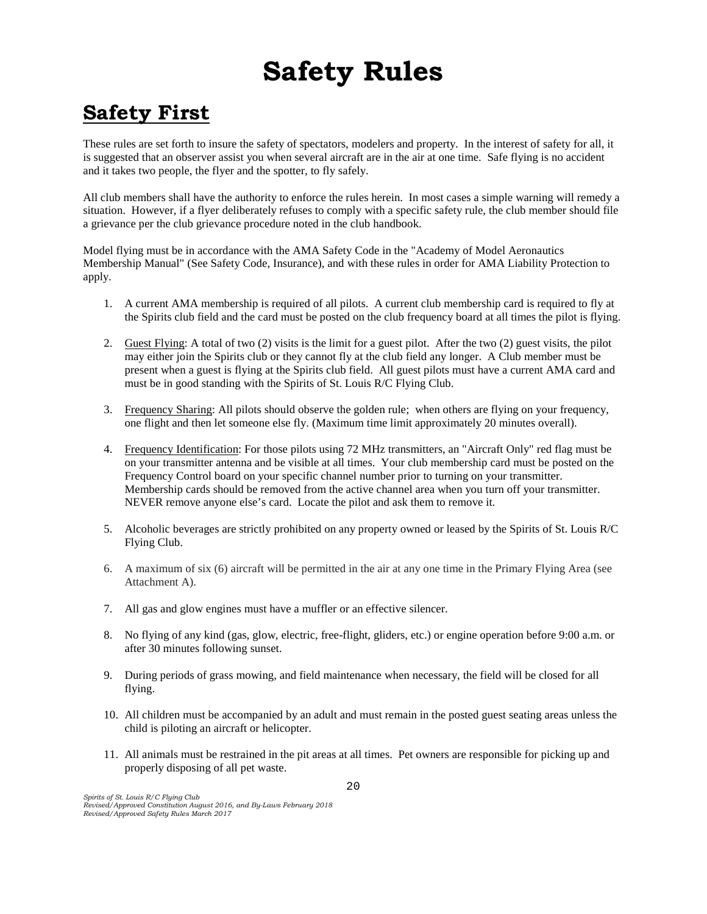# Safety Rules

## Safety First

These rules are set forth to insure the safety of spectators, modelers and property. In the interest of safety for all, it is suggested that an observer assist you when several aircraft are in the air at one time. Safe flying is no accident and it takes two people, the flyer and the spotter, to fly safely.

All club members shall have the authority to enforce the rules herein. In most cases a simple warning will remedy a situation. However, if a flyer deliberately refuses to comply with a specific safety rule, the club member should file a grievance per the club grievance procedure noted in the club handbook.

Model flying must be in accordance with the AMA Safety Code in the "Academy of Model Aeronautics Membership Manual" (See Safety Code, Insurance), and with these rules in order for AMA Liability Protection to apply.

1. A current AMA membership is required of all pilots. A current club membership card is required to fly at the Spirits club field and the card must be posted on the club frequency board at all times the pilot is flying.
2. Guest Flying: A total of two (2) visits is the limit for a guest pilot. After the two (2) guest visits, the pilot may either join the Spirits club or they cannot fly at the club field any longer. A Club member must be present when a guest is flying at the Spirits club field. All guest pilots must have a current AMA card and must be in good standing with the Spirits of St. Louis R/C Flying Club.
3. Frequency Sharing: All pilots should observe the golden rule; when others are flying on your frequency, one flight and then let someone else fly. (Maximum time limit approximately 20 minutes overall).
4. Frequency Identification: For those pilots using 72 MHz transmitters, an "Aircraft Only" red flag must be on your transmitter antenna and be visible at all times. Your club membership card must be posted on the Frequency Control board on your specific channel number prior to turning on your transmitter. Membership cards should be removed from the active channel area when you turn off your transmitter. NEVER remove anyone else's card. Locate the pilot and ask them to remove it.
5. Alcoholic beverages are strictly prohibited on any property owned or leased by the Spirits of St. Louis R/C Flying Club.
6. A maximum of six (6) aircraft will be permitted in the air at any one time in the Primary Flying Area (see Attachment A).
7. All gas and glow engines must have a muffler or an effective silencer.
8. No flying of any kind (gas, glow, electric, free-flight, gliders, etc.) or engine operation before 9:00 a.m. or after 30 minutes following sunset.
9. During periods of grass mowing, and field maintenance when necessary, the field will be closed for all flying.
10. All children must be accompanied by an adult and must remain in the posted guest seating areas unless the child is piloting an aircraft or helicopter.
11. All animals must be restrained in the pit areas at all times. Pet owners are responsible for picking up and properly disposing of all pet waste.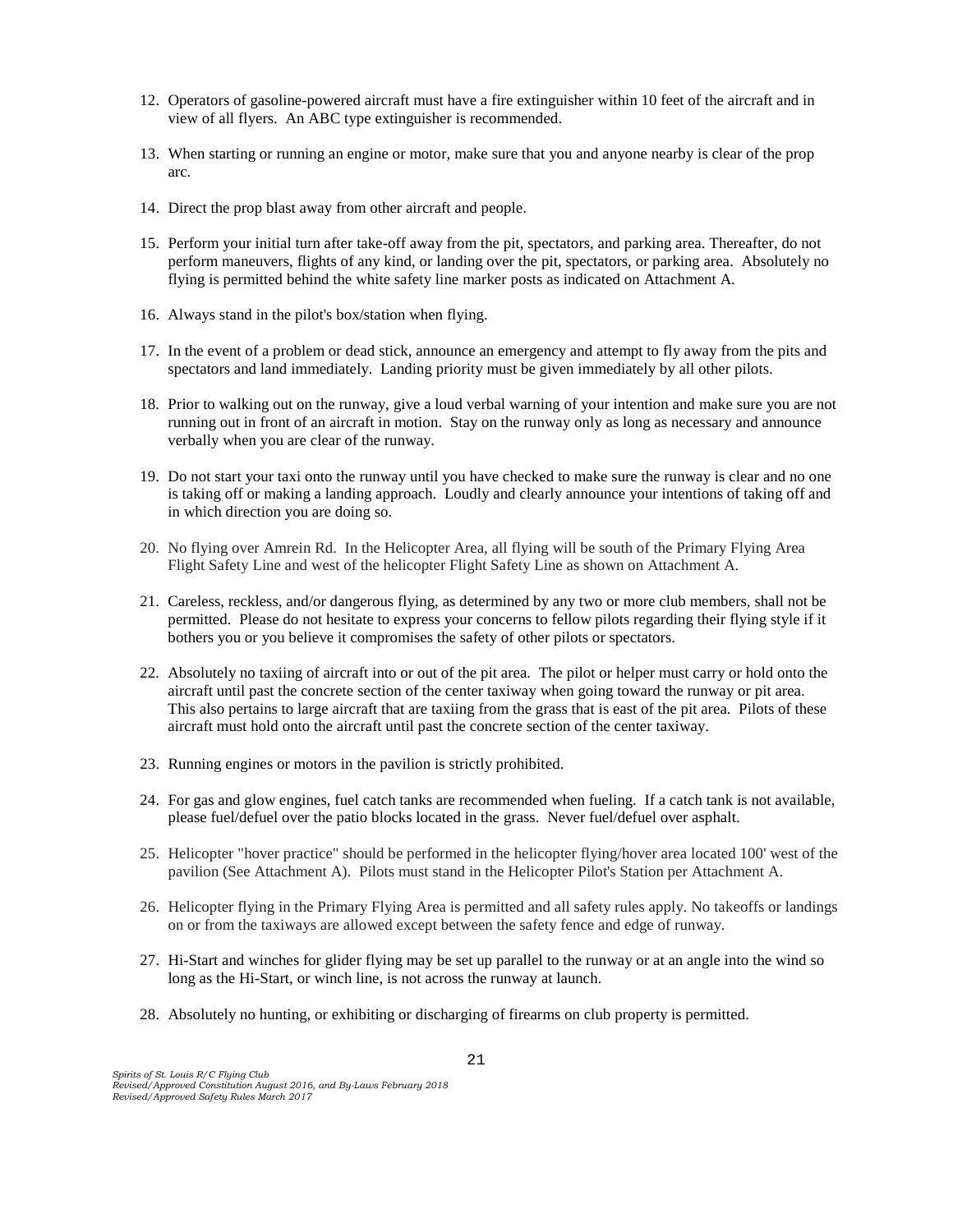12. Operators of gasoline-powered aircraft must have a fire extinguisher within 10 feet of the aircraft and in view of all flyers. An ABC type extinguisher is recommended.

13. When starting or running an engine or motor, make sure that you and anyone nearby is clear of the prop arc.

14. Direct the prop blast away from other aircraft and people.

15. Perform your initial turn after take-off away from the pit, spectators, and parking area. Thereafter, do not perform maneuvers, flights of any kind, or landing over the pit, spectators, or parking area. Absolutely no flying is permitted behind the white safety line marker posts as indicated on Attachment A.

16. Always stand in the pilot's box/station when flying.

17. In the event of a problem or dead stick, announce an emergency and attempt to fly away from the pits and spectators and land immediately. Landing priority must be given immediately by all other pilots.

18. Prior to walking out on the runway, give a loud verbal warning of your intention and make sure you are not running out in front of an aircraft in motion. Stay on the runway only as long as necessary and announce verbally when you are clear of the runway.

19. Do not start your taxi onto the runway until you have checked to make sure the runway is clear and no one is taking off or making a landing approach. Loudly and clearly announce your intentions of taking off and in which direction you are doing so.

20. No flying over Amrein Rd. In the Helicopter Area, all flying will be south of the Primary Flying Area Flight Safety Line and west of the helicopter Flight Safety Line as shown on Attachment A.

21. Careless, reckless, and/or dangerous flying, as determined by any two or more club members, shall not be permitted. Please do not hesitate to express your concerns to fellow pilots regarding their flying style if it bothers you or you believe it compromises the safety of other pilots or spectators.

22. Absolutely no taxiing of aircraft into or out of the pit area. The pilot or helper must carry or hold onto the aircraft until past the concrete section of the center taxiway when going toward the runway or pit area. This also pertains to large aircraft that are taxiing from the grass that is east of the pit area. Pilots of these aircraft must hold onto the aircraft until past the concrete section of the center taxiway.

23. Running engines or motors in the pavilion is strictly prohibited.

24. For gas and glow engines, fuel catch tanks are recommended when fueling. If a catch tank is not available, please fuel/defuel over the patio blocks located in the grass. Never fuel/defuel over asphalt.

25. Helicopter "hover practice" should be performed in the helicopter flying/hover area located 100' west of the pavilion (See Attachment A). Pilots must stand in the Helicopter Pilot's Station per Attachment A.

26. Helicopter flying in the Primary Flying Area is permitted and all safety rules apply. No takeoffs or landings on or from the taxiways are allowed except between the safety fence and edge of runway.

27. Hi-Start and winches for glider flying may be set up parallel to the runway or at an angle into the wind so long as the Hi-Start, or winch line, is not across the runway at launch.

28. Absolutely no hunting, or exhibiting or discharging of firearms on club property is permitted.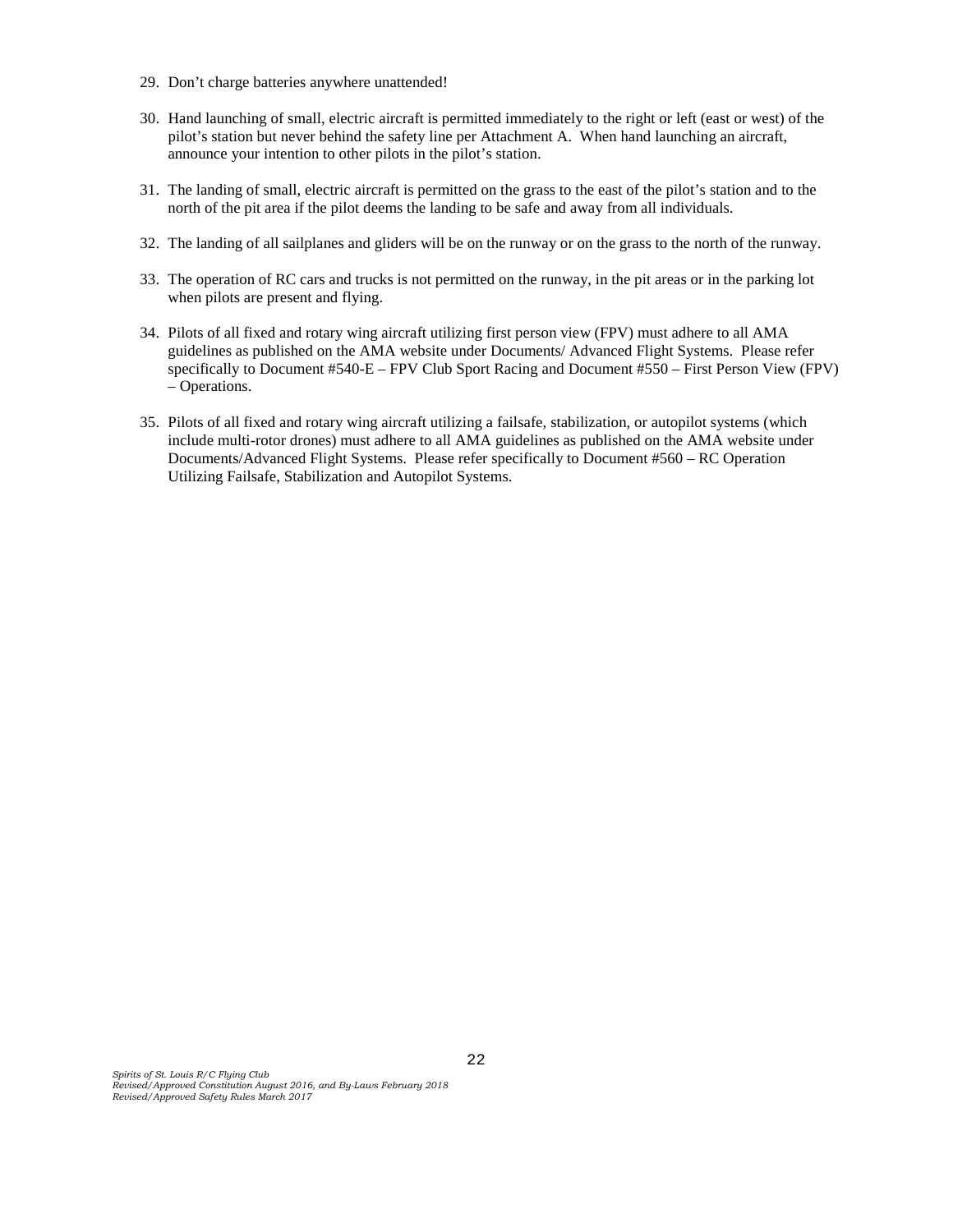29. Don't charge batteries anywhere unattended!

30. Hand launching of small, electric aircraft is permitted immediately to the right or left (east or west) of the pilot's station but never behind the safety line per Attachment A. When hand launching an aircraft, announce your intention to other pilots in the pilot's station.

31. The landing of small, electric aircraft is permitted on the grass to the east of the pilot's station and to the north of the pit area if the pilot deems the landing to be safe and away from all individuals.

32. The landing of all sailplanes and gliders will be on the runway or on the grass to the north of the runway.

33. The operation of RC cars and trucks is not permitted on the runway, in the pit areas or in the parking lot when pilots are present and flying.

34. Pilots of all fixed and rotary wing aircraft utilizing first person view (FPV) must adhere to all AMA guidelines as published on the AMA website under Documents/ Advanced Flight Systems. Please refer specifically to Document #540-E – FPV Club Sport Racing and Document #550 – First Person View (FPV) – Operations.

35. Pilots of all fixed and rotary wing aircraft utilizing a failsafe, stabilization, or autopilot systems (which include multi-rotor drones) must adhere to all AMA guidelines as published on the AMA website under Documents/Advanced Flight Systems. Please refer specifically to Document #560 – RC Operation Utilizing Failsafe, Stabilization and Autopilot Systems.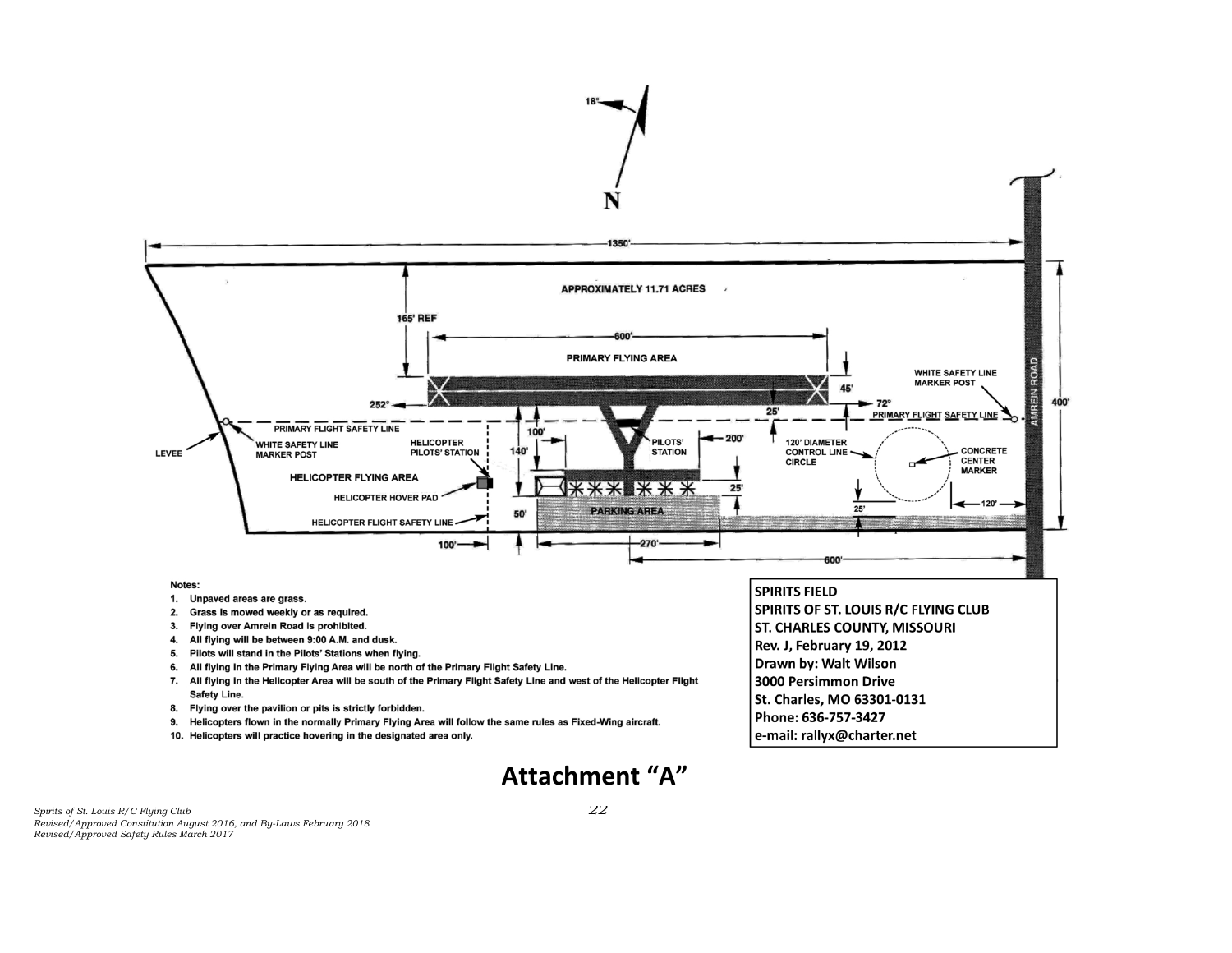18°

N

1350'

APPROXIMATELY 11.71 ACRES

165' REF

600'

PRIMARY FLYING AREA

45'

252°

25'

72°

PRIMARY FLIGHT SAFETY LINE

WHITE SAFETY LINE MARKER POST

AMREIN ROAD

400'

PRIMARY FLIGHT SAFETY LINE

LEVEE

WHITE SAFETY LINE MARKER POST

HELICOPTER PILOTS' STATION

100'

140'

PILOTS' STATION

200'

120' DIAMETER CONTROL LINE CIRCLE

CONCRETE CENTER MARKER

HELICOPTER FLYING AREA

HELICOPTER HOVER PAD

25'

25'

120'

PARKING AREA

HELICOPTER FLIGHT SAFETY LINE

50'

100'

270'

600'

**Notes:**

1. Unpaved areas are grass.
2. Grass is mowed weekly or as required.
3. Flying over Amrein Road is prohibited.
4. All flying will be between 9:00 A.M. and dusk.
5. Pilots will stand in the Pilots' Stations when flying.
6. All flying in the Primary Flying Area will be north of the Primary Flight Safety Line.
7. All flying in the Helicopter Area will be south of the Primary Flight Safety Line and west of the Helicopter Flight Safety Line.
8. Flying over the pavilion or pits is strictly forbidden.
9. Helicopters flown in the normally Primary Flying Area will follow the same rules as Fixed-Wing aircraft.
10. Helicopters will practice hovering in the designated area only.

**SPIRITS FIELD**
**SPIRITS OF ST. LOUIS R/C FLYING CLUB**
**ST. CHARLES COUNTY, MISSOURI**
**Rev. J, February 19, 2012**
**Drawn by: Walt Wilson**
**3000 Persimmon Drive**
**St. Charles, MO 63301-0131**
**Phone: 636-757-3427**
**e-mail: rallyx@charter.net**

# Attachment "A"